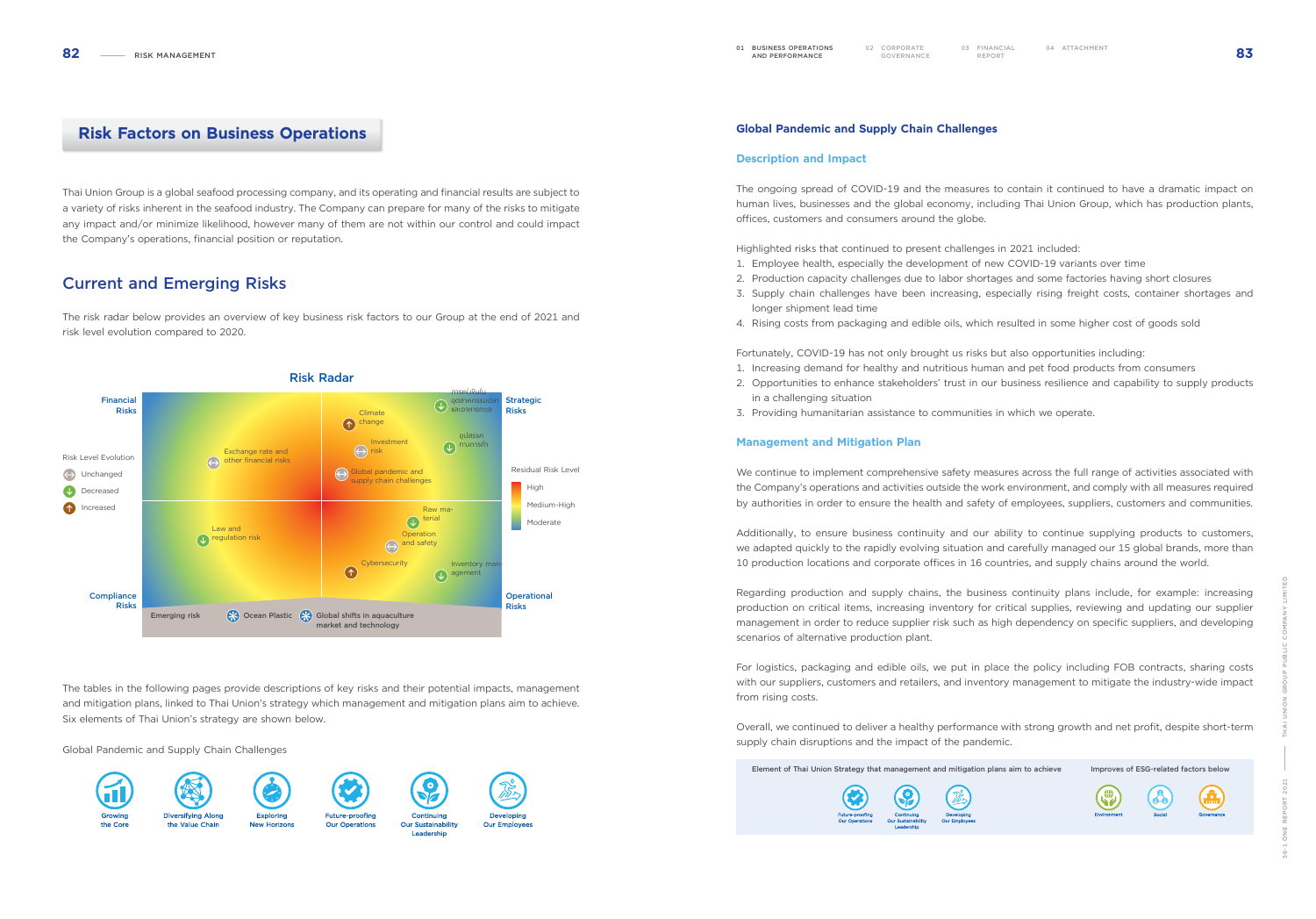## Risk Factors on Business Operations

Thai Union Group is a global seafood processing company, and its operating and financial results are subject to a variety of risks inherent in the seafood industry. The Company can prepare for many of the risks to mitigate any impact and/or minimize likelihood, however many of them are not within our control and could impact the Company's operations, financial position or reputation.

## Current and Emerging Risks

The risk radar below provides an overview of key business risk factors to our Group at the end of 2021 and risk level evolution compared to 2020.

**Risk Radar**

Financial Risks | Strategic Risks | Compliance Risks | Operational Risks

Risk Level Evolution: Unchanged, Decreased, Increased

Residual Risk Level: High, Medium-High, Moderate

- Exchange rate and other financial risks (Unchanged)
- Law and regulation risk (Decreased)
- Climate change (Increased)
- Investment risk (Unchanged)
- Global pandemic and supply chain challenges (Unchanged)
- การแข่งขันในอุตสาหกรรมปลาและอาหารทะเล (Decreased)
- อุปสรรคทางการค้า (Decreased)
- Raw material (Decreased)
- Operation and safety (Unchanged)
- Cybersecurity (Increased)
- Inventory management (Decreased)
- Emerging risk: Ocean Plastic; Global shifts in aquaculture market and technology

The tables in the following pages provide descriptions of key risks and their potential impacts, management and mitigation plans, linked to Thai Union's strategy which management and mitigation plans aim to achieve. Six elements of Thai Union's strategy are shown below.

Global Pandemic and Supply Chain Challenges

Growing the Core | Diversifying Along the Value Chain | Exploring New Horizons | Future-proofing Our Operations | Continuing Our Sustainability Leadership | Developing Our Employees

### Global Pandemic and Supply Chain Challenges

#### Description and Impact

The ongoing spread of COVID-19 and the measures to contain it continued to have a dramatic impact on human lives, businesses and the global economy, including Thai Union Group, which has production plants, offices, customers and consumers around the globe.

Highlighted risks that continued to present challenges in 2021 included:

1. Employee health, especially the development of new COVID-19 variants over time
2. Production capacity challenges due to labor shortages and some factories having short closures
3. Supply chain challenges have been increasing, especially rising freight costs, container shortages and longer shipment lead time
4. Rising costs from packaging and edible oils, which resulted in some higher cost of goods sold

Fortunately, COVID-19 has not only brought us risks but also opportunities including:

1. Increasing demand for healthy and nutritious human and pet food products from consumers
2. Opportunities to enhance stakeholders' trust in our business resilience and capability to supply products in a challenging situation
3. Providing humanitarian assistance to communities in which we operate.

#### Management and Mitigation Plan

We continue to implement comprehensive safety measures across the full range of activities associated with the Company's operations and activities outside the work environment, and comply with all measures required by authorities in order to ensure the health and safety of employees, suppliers, customers and communities.

Additionally, to ensure business continuity and our ability to continue supplying products to customers, we adapted quickly to the rapidly evolving situation and carefully managed our 15 global brands, more than 10 production locations and corporate offices in 16 countries, and supply chains around the world.

Regarding production and supply chains, the business continuity plans include, for example: increasing production on critical items, increasing inventory for critical supplies, reviewing and updating our supplier management in order to reduce supplier risk such as high dependency on specific suppliers, and developing scenarios of alternative production plant.

For logistics, packaging and edible oils, we put in place the policy including FOB contracts, sharing costs with our suppliers, customers and retailers, and inventory management to mitigate the industry-wide impact from rising costs.

Overall, we continued to deliver a healthy performance with strong growth and net profit, despite short-term supply chain disruptions and the impact of the pandemic.

| Element of Thai Union Strategy that management and mitigation plans aim to achieve | Improves of ESG-related factors below |
|---|---|
| Future-proofing Our Operations; Continuing Our Sustainability Leadership; Developing Our Employees | Environment; Social; Governance |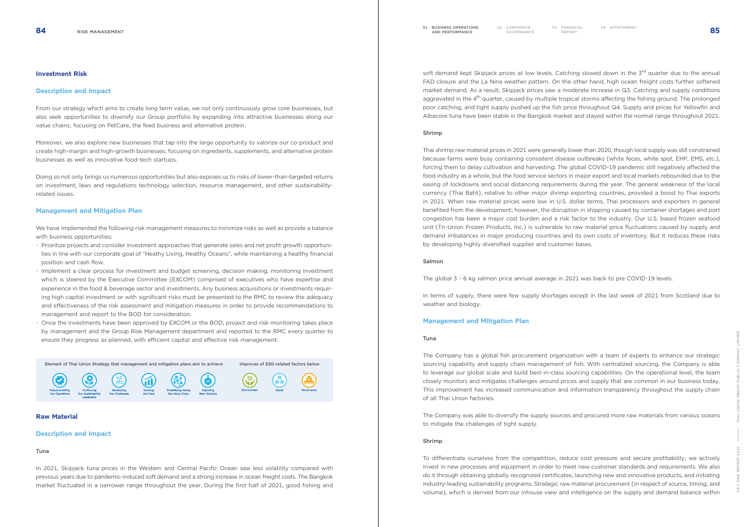## Investment Risk

### Description and Impact

From our strategy which aims to create long term value, we not only continuously grow core businesses, but also seek opportunities to diversify our Group portfolio by expanding into attractive businesses along our value chains; focusing on PetCare, the feed business and alternative protein.

Moreover, we also explore new businesses that tap into the large opportunity to valorize our co-product and create high-margin and high-growth businesses; focusing on ingredients, supplements, and alternative protein businesses as well as innovative food-tech startups.

Doing so not only brings us numerous opportunities but also exposes us to risks of lower-than-targeted returns on investment, laws and regulations technology selection, resource management, and other sustainability-related issues.

### Management and Mitigation Plan

We have implemented the following risk management measures to minimize risks as well as provide a balance with business opportunities:

- Prioritize projects and consider investment approaches that generate sales and net profit growth opportunities in line with our corporate goal of "Heathy Living, Healthy Oceans", while maintaining a healthy financial position and cash flow.
- Implement a clear process for investment and budget screening, decision making, monitoring investment which is steered by the Executive Committee (EXCOM) comprised of executives who have expertise and experience in the food & beverage sector and investments. Any business acquisitions or investments requiring high capital investment or with significant risks must be presented to the RMC to review the adequacy and effectiveness of the risk assessment and mitigation measures in order to provide recommendations to management and report to the BOD for consideration.
- Once the investments have been approved by EXCOM or the BOD, project and risk monitoring takes place by management and the Group Risk Management department and reported to the RMC every quarter to ensure they progress as planned, with efficient capital and effective risk management.

Element of Thai Union Strategy that management and mitigation plans aim to achieve: Future-proofing Our Operations, Continuing Our Sustainability Leadership, Developing Our Employees, Growing the Core, Diversifying Along the Value Chain, Exploring New Horizons

Improves of ESG-related factors below: Environment, Social, Governance

## Raw Material

### Description and Impact

#### Tuna

In 2021, Skipjack tuna prices in the Western and Central Pacific Ocean saw less volatility compared with previous years due to pandemic-induced soft demand and a strong increase in ocean freight costs. The Bangkok market fluctuated in a narrower range throughout the year. During the first half of 2021, good fishing and soft demand kept Skipjack prices at low levels. Catching slowed down in the 3rd quarter due to the annual FAD closure and the La Nina weather pattern. On the other hand, high ocean freight costs further softened market demand. As a result, Skipjack prices saw a moderate increase in Q3. Catching and supply conditions aggravated in the 4th quarter, caused by multiple tropical storms affecting the fishing ground. The prolonged poor catching, and tight supply pushed up the fish price throughout Q4. Supply and prices for Yellowfin and Albacore tuna have been stable in the Bangkok market and stayed within the normal range throughout 2021.

#### Shrimp

Thai shrimp raw material prices in 2021 were generally lower than 2020, though local supply was still constrained because farms were busy containing consistent disease outbreaks (white feces, white spot, EHP, EMS, etc.), forcing them to delay cultivation and harvesting. The global COVID-19 pandemic still negatively affected the food industry as a whole, but the food service sectors in major export and local markets rebounded due to the easing of lockdowns and social distancing requirements during the year. The general weakness of the local currency (Thai Baht), relative to other major shrimp exporting countries, provided a boost to Thai exports in 2021. When raw material prices were low in U.S. dollar terms, Thai processors and exporters in general benefited from the development; however, the disruption in shipping caused by container shortages and port congestion has been a major cost burden and a risk factor to the industry. Our U.S. based frozen seafood unit (Tri-Union Frozen Products, Inc.) is vulnerable to raw material price fluctuations caused by supply and demand imbalances in major producing countries and its own costs of inventory. But it reduces these risks by developing highly diversified supplier and customer bases.

#### Salmon

The global 3 - 6 kg salmon price annual average in 2021 was back to pre COVID-19 levels.

In terms of supply, there were few supply shortages except in the last week of 2021 from Scotland due to weather and biology.

### Management and Mitigation Plan

#### Tuna

The Company has a global fish procurement organization with a team of experts to enhance our strategic sourcing capability and supply chain management of fish. With centralized sourcing, the Company is able to leverage our global scale and build best-in-class sourcing capabilities. On the operational level, the team closely monitors and mitigates challenges around prices and supply that are common in our business today. This improvement has increased communication and information transparency throughout the supply chain of all Thai Union factories.

The Company was able to diversify the supply sources and procured more raw materials from various oceans to mitigate the challenges of tight supply.

#### Shrimp

To differentiate ourselves from the competition, reduce cost pressure and secure profitability, we actively invest in new processes and equipment in order to meet new customer standards and requirements. We also do it through obtaining globally recognized certificates, launching new and innovative products, and initiating industry-leading sustainability programs. Strategic raw material procurement (in respect of source, timing, and volume), which is derived from our inhouse view and intelligence on the supply and demand balance within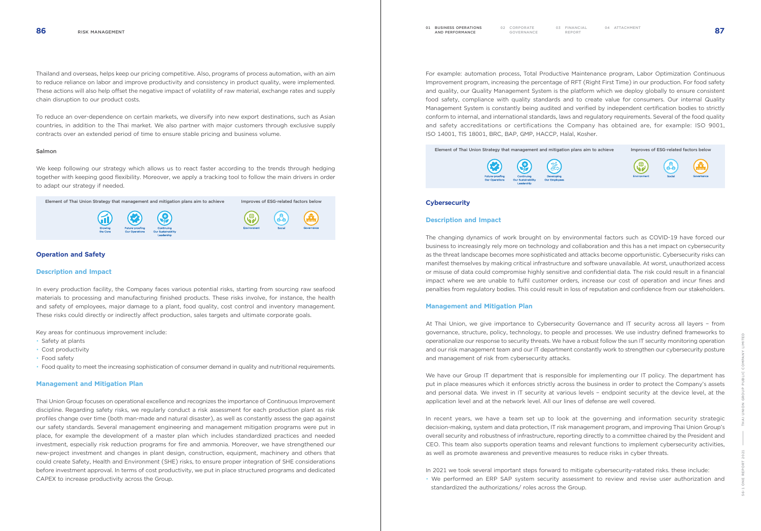Thailand and overseas, helps keep our pricing competitive. Also, programs of process automation, with an aim to reduce reliance on labor and improve productivity and consistency in product quality, were implemented. These actions will also help offset the negative impact of volatility of raw material, exchange rates and supply chain disruption to our product costs.

To reduce an over-dependence on certain markets, we diversify into new export destinations, such as Asian countries, in addition to the Thai market. We also partner with major customers through exclusive supply contracts over an extended period of time to ensure stable pricing and business volume.

Salmon

We keep following our strategy which allows us to react faster according to the trends through hedging together with keeping good flexibility. Moreover, we apply a tracking tool to follow the main drivers in order to adapt our strategy if needed.

| Element of Thai Union Strategy that management and mitigation plans aim to achieve | Improves of ESG-related factors below |
|---|---|
| Growing the Core, Future-proofing Our Operations, Continuing Our Sustainability Leadership | Environment, Social, Governance |

### Operation and Safety

#### Description and Impact

In every production facility, the Company faces various potential risks, starting from sourcing raw seafood materials to processing and manufacturing finished products. These risks involve, for instance, the health and safety of employees, major damage to a plant, food quality, cost control and inventory management. These risks could directly or indirectly affect production, sales targets and ultimate corporate goals.

Key areas for continuous improvement include:

- Safety at plants
- Cost productivity
- Food safety
- Food quality to meet the increasing sophistication of consumer demand in quality and nutritional requirements.

#### Management and Mitigation Plan

Thai Union Group focuses on operational excellence and recognizes the importance of Continuous Improvement discipline. Regarding safety risks, we regularly conduct a risk assessment for each production plant as risk profiles change over time (both man-made and natural disaster), as well as constantly assess the gap against our safety standards. Several management engineering and management mitigation programs were put in place, for example the development of a master plan which includes standardized practices and needed investment, especially risk reduction programs for fire and ammonia. Moreover, we have strengthened our new-project investment and changes in plant design, construction, equipment, machinery and others that could create Safety, Health and Environment (SHE) risks, to ensure proper integration of SHE considerations before investment approval. In terms of cost productivity, we put in place structured programs and dedicated CAPEX to increase productivity across the Group.

For example: automation process, Total Productive Maintenance program, Labor Optimization Continuous Improvement program, increasing the percentage of RFT (Right First Time) in our production. For food safety and quality, our Quality Management System is the platform which we deploy globally to ensure consistent food safety, compliance with quality standards and to create value for consumers. Our internal Quality Management System is constantly being audited and verified by independent certification bodies to strictly conform to internal, and international standards, laws and regulatory requirements. Several of the food quality and safety accreditations or certifications the Company has obtained are, for example: ISO 9001, ISO 14001, TIS 18001, BRC, BAP, GMP, HACCP, Halal, Kosher.

| Element of Thai Union Strategy that management and mitigation plans aim to achieve | Improves of ESG-related factors below |
|---|---|
| Future-proofing Our Operations, Continuing Our Sustainability Leadership, Developing Our Employees | Environment, Social, Governance |

### Cybersecurity

#### Description and Impact

The changing dynamics of work brought on by environmental factors such as COVID-19 have forced our business to increasingly rely more on technology and collaboration and this has a net impact on cybersecurity as the threat landscape becomes more sophisticated and attacks become opportunistic. Cybersecurity risks can manifest themselves by making critical infrastructure and software unavailable. At worst, unauthorized access or misuse of data could compromise highly sensitive and confidential data. The risk could result in a financial impact where we are unable to fulfil customer orders, increase our cost of operation and incur fines and penalties from regulatory bodies. This could result in loss of reputation and confidence from our stakeholders.

#### Management and Mitigation Plan

At Thai Union, we give importance to Cybersecurity Governance and IT security across all layers – from governance, structure, policy, technology, to people and processes. We use industry defined frameworks to operationalize our response to security threats. We have a robust follow the sun IT security monitoring operation and our risk management team and our IT department constantly work to strengthen our cybersecurity posture and management of risk from cybersecurity attacks.

We have our Group IT department that is responsible for implementing our IT policy. The department has put in place measures which it enforces strictly across the business in order to protect the Company's assets and personal data. We invest in IT security at various levels – endpoint security at the device level, at the application level and at the network level. All our lines of defense are well covered.

In recent years, we have a team set up to look at the governing and information security strategic decision-making, system and data protection, IT risk management program, and improving Thai Union Group's overall security and robustness of infrastructure, reporting directly to a committee chaired by the President and CEO. This team also supports operation teams and relevant functions to implement cybersecurity activities, as well as promote awareness and preventive measures to reduce risks in cyber threats.

In 2021 we took several important steps forward to mitigate cybersecurity-ratated risks. these include:

- We performed an ERP SAP system security assessment to review and revise user authorization and standardized the authorizations/ roles across the Group.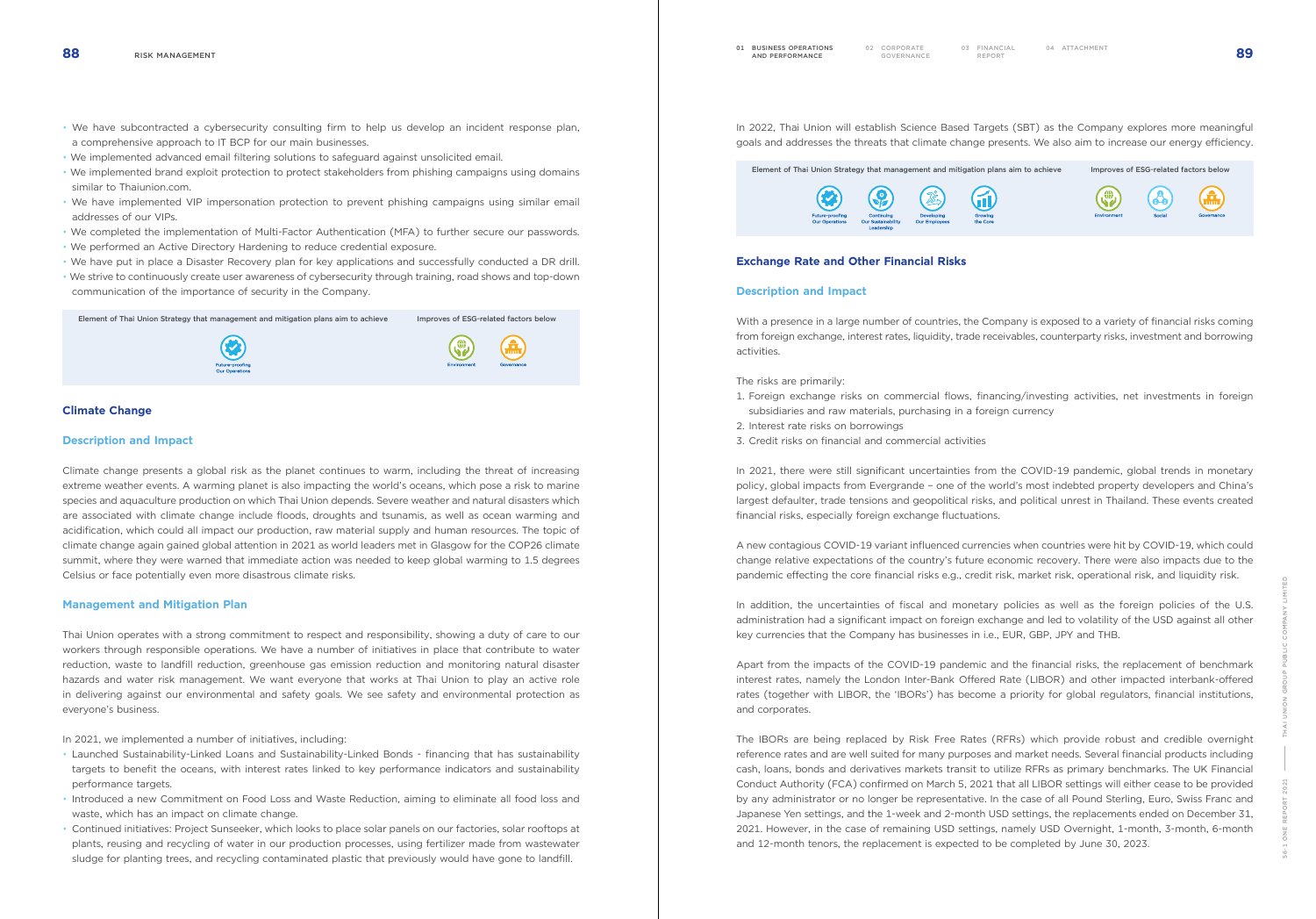- We have subcontracted a cybersecurity consulting firm to help us develop an incident response plan, a comprehensive approach to IT BCP for our main businesses.
- We implemented advanced email filtering solutions to safeguard against unsolicited email.
- We implemented brand exploit protection to protect stakeholders from phishing campaigns using domains similar to Thaiunion.com.
- We have implemented VIP impersonation protection to prevent phishing campaigns using similar email addresses of our VIPs.
- We completed the implementation of Multi-Factor Authentication (MFA) to further secure our passwords.
- We performed an Active Directory Hardening to reduce credential exposure.
- We have put in place a Disaster Recovery plan for key applications and successfully conducted a DR drill.
- We strive to continuously create user awareness of cybersecurity through training, road shows and top-down communication of the importance of security in the Company.

| Element of Thai Union Strategy that management and mitigation plans aim to achieve | Improves of ESG-related factors below |
|---|---|
| Future-proofing Our Operations | Environment, Governance |

## Climate Change

### Description and Impact

Climate change presents a global risk as the planet continues to warm, including the threat of increasing extreme weather events. A warming planet is also impacting the world's oceans, which pose a risk to marine species and aquaculture production on which Thai Union depends. Severe weather and natural disasters which are associated with climate change include floods, droughts and tsunamis, as well as ocean warming and acidification, which could all impact our production, raw material supply and human resources. The topic of climate change again gained global attention in 2021 as world leaders met in Glasgow for the COP26 climate summit, where they were warned that immediate action was needed to keep global warming to 1.5 degrees Celsius or face potentially even more disastrous climate risks.

### Management and Mitigation Plan

Thai Union operates with a strong commitment to respect and responsibility, showing a duty of care to our workers through responsible operations. We have a number of initiatives in place that contribute to water reduction, waste to landfill reduction, greenhouse gas emission reduction and monitoring natural disaster hazards and water risk management. We want everyone that works at Thai Union to play an active role in delivering against our environmental and safety goals. We see safety and environmental protection as everyone's business.

In 2021, we implemented a number of initiatives, including:

- Launched Sustainability-Linked Loans and Sustainability-Linked Bonds - financing that has sustainability targets to benefit the oceans, with interest rates linked to key performance indicators and sustainability performance targets.
- Introduced a new Commitment on Food Loss and Waste Reduction, aiming to eliminate all food loss and waste, which has an impact on climate change.
- Continued initiatives: Project Sunseeker, which looks to place solar panels on our factories, solar rooftops at plants, reusing and recycling of water in our production processes, using fertilizer made from wastewater sludge for planting trees, and recycling contaminated plastic that previously would have gone to landfill.

In 2022, Thai Union will establish Science Based Targets (SBT) as the Company explores more meaningful goals and addresses the threats that climate change presents. We also aim to increase our energy efficiency.

| Element of Thai Union Strategy that management and mitigation plans aim to achieve | Improves of ESG-related factors below |
|---|---|
| Future-proofing Our Operations, Continuing Our Sustainability Leadership, Developing Our Employees, Growing the Core | Environment, Social, Governance |

## Exchange Rate and Other Financial Risks

### Description and Impact

With a presence in a large number of countries, the Company is exposed to a variety of financial risks coming from foreign exchange, interest rates, liquidity, trade receivables, counterparty risks, investment and borrowing activities.

The risks are primarily:

1. Foreign exchange risks on commercial flows, financing/investing activities, net investments in foreign subsidiaries and raw materials, purchasing in a foreign currency
2. Interest rate risks on borrowings
3. Credit risks on financial and commercial activities

In 2021, there were still significant uncertainties from the COVID-19 pandemic, global trends in monetary policy, global impacts from Evergrande – one of the world's most indebted property developers and China's largest defaulter, trade tensions and geopolitical risks, and political unrest in Thailand. These events created financial risks, especially foreign exchange fluctuations.

A new contagious COVID-19 variant influenced currencies when countries were hit by COVID-19, which could change relative expectations of the country's future economic recovery. There were also impacts due to the pandemic effecting the core financial risks e.g., credit risk, market risk, operational risk, and liquidity risk.

In addition, the uncertainties of fiscal and monetary policies as well as the foreign policies of the U.S. administration had a significant impact on foreign exchange and led to volatility of the USD against all other key currencies that the Company has businesses in i.e., EUR, GBP, JPY and THB.

Apart from the impacts of the COVID-19 pandemic and the financial risks, the replacement of benchmark interest rates, namely the London Inter-Bank Offered Rate (LIBOR) and other impacted interbank-offered rates (together with LIBOR, the 'IBORs') has become a priority for global regulators, financial institutions, and corporates.

The IBORs are being replaced by Risk Free Rates (RFRs) which provide robust and credible overnight reference rates and are well suited for many purposes and market needs. Several financial products including cash, loans, bonds and derivatives markets transit to utilize RFRs as primary benchmarks. The UK Financial Conduct Authority (FCA) confirmed on March 5, 2021 that all LIBOR settings will either cease to be provided by any administrator or no longer be representative. In the case of all Pound Sterling, Euro, Swiss Franc and Japanese Yen settings, and the 1-week and 2-month USD settings, the replacements ended on December 31, 2021. However, in the case of remaining USD settings, namely USD Overnight, 1-month, 3-month, 6-month and 12-month tenors, the replacement is expected to be completed by June 30, 2023.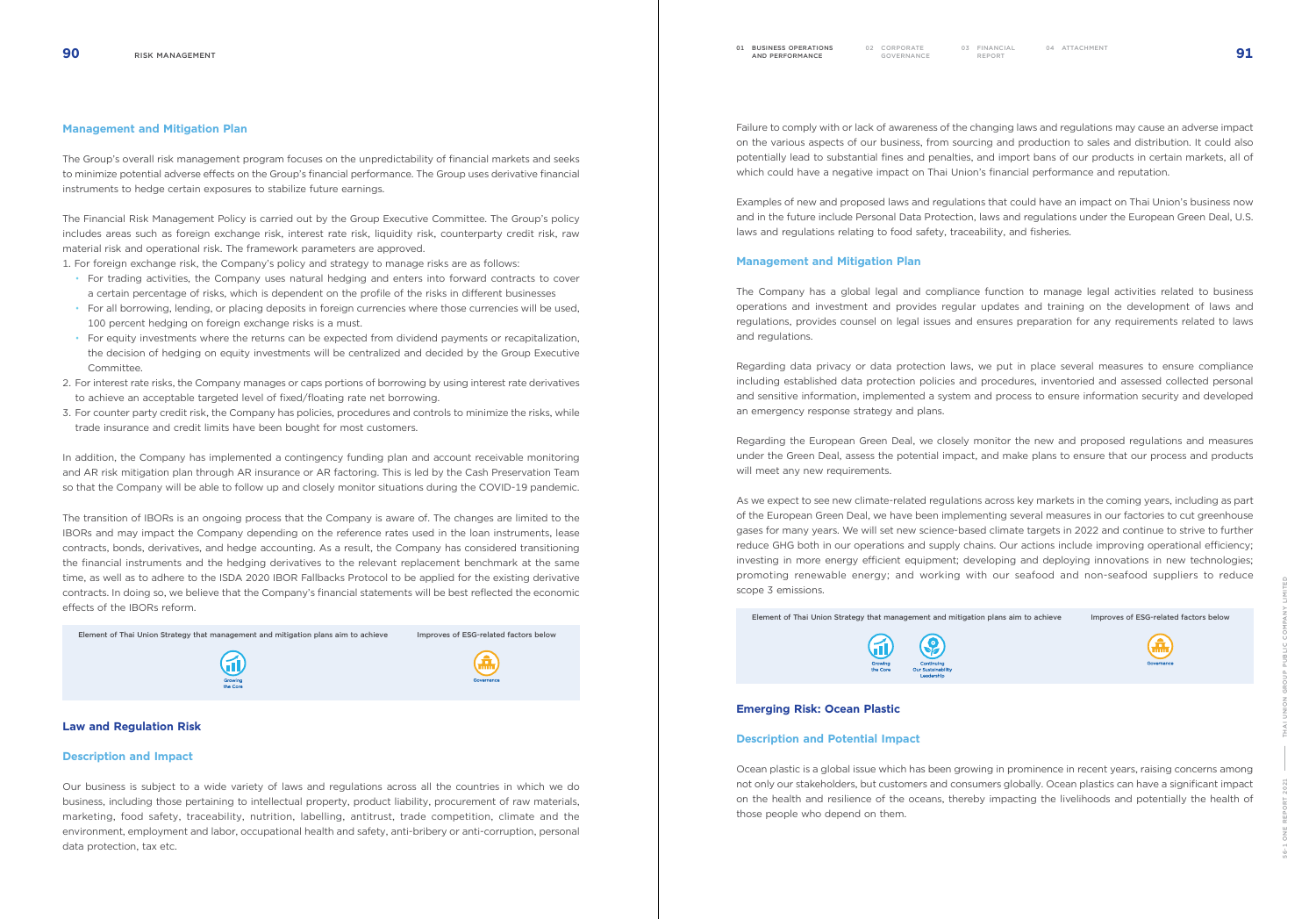### Management and Mitigation Plan

The Group's overall risk management program focuses on the unpredictability of financial markets and seeks to minimize potential adverse effects on the Group's financial performance. The Group uses derivative financial instruments to hedge certain exposures to stabilize future earnings.

The Financial Risk Management Policy is carried out by the Group Executive Committee. The Group's policy includes areas such as foreign exchange risk, interest rate risk, liquidity risk, counterparty credit risk, raw material risk and operational risk. The framework parameters are approved.

1. For foreign exchange risk, the Company's policy and strategy to manage risks are as follows:
   - For trading activities, the Company uses natural hedging and enters into forward contracts to cover a certain percentage of risks, which is dependent on the profile of the risks in different businesses
   - For all borrowing, lending, or placing deposits in foreign currencies where those currencies will be used, 100 percent hedging on foreign exchange risks is a must.
   - For equity investments where the returns can be expected from dividend payments or recapitalization, the decision of hedging on equity investments will be centralized and decided by the Group Executive Committee.
2. For interest rate risks, the Company manages or caps portions of borrowing by using interest rate derivatives to achieve an acceptable targeted level of fixed/floating rate net borrowing.
3. For counter party credit risk, the Company has policies, procedures and controls to minimize the risks, while trade insurance and credit limits have been bought for most customers.

In addition, the Company has implemented a contingency funding plan and account receivable monitoring and AR risk mitigation plan through AR insurance or AR factoring. This is led by the Cash Preservation Team so that the Company will be able to follow up and closely monitor situations during the COVID-19 pandemic.

The transition of IBORs is an ongoing process that the Company is aware of. The changes are limited to the IBORs and may impact the Company depending on the reference rates used in the loan instruments, lease contracts, bonds, derivatives, and hedge accounting. As a result, the Company has considered transitioning the financial instruments and the hedging derivatives to the relevant replacement benchmark at the same time, as well as to adhere to the ISDA 2020 IBOR Fallbacks Protocol to be applied for the existing derivative contracts. In doing so, we believe that the Company's financial statements will be best reflected the economic effects of the IBORs reform.

| Element of Thai Union Strategy that management and mitigation plans aim to achieve | Improves of ESG-related factors below |
|---|---|
| Growing the Core | Governance |

## Law and Regulation Risk

### Description and Impact

Our business is subject to a wide variety of laws and regulations across all the countries in which we do business, including those pertaining to intellectual property, product liability, procurement of raw materials, marketing, food safety, traceability, nutrition, labelling, antitrust, trade competition, climate and the environment, employment and labor, occupational health and safety, anti-bribery or anti-corruption, personal data protection, tax etc.

Failure to comply with or lack of awareness of the changing laws and regulations may cause an adverse impact on the various aspects of our business, from sourcing and production to sales and distribution. It could also potentially lead to substantial fines and penalties, and import bans of our products in certain markets, all of which could have a negative impact on Thai Union's financial performance and reputation.

Examples of new and proposed laws and regulations that could have an impact on Thai Union's business now and in the future include Personal Data Protection, laws and regulations under the European Green Deal, U.S. laws and regulations relating to food safety, traceability, and fisheries.

### Management and Mitigation Plan

The Company has a global legal and compliance function to manage legal activities related to business operations and investment and provides regular updates and training on the development of laws and regulations, provides counsel on legal issues and ensures preparation for any requirements related to laws and regulations.

Regarding data privacy or data protection laws, we put in place several measures to ensure compliance including established data protection policies and procedures, inventoried and assessed collected personal and sensitive information, implemented a system and process to ensure information security and developed an emergency response strategy and plans.

Regarding the European Green Deal, we closely monitor the new and proposed regulations and measures under the Green Deal, assess the potential impact, and make plans to ensure that our process and products will meet any new requirements.

As we expect to see new climate-related regulations across key markets in the coming years, including as part of the European Green Deal, we have been implementing several measures in our factories to cut greenhouse gases for many years. We will set new science-based climate targets in 2022 and continue to strive to further reduce GHG both in our operations and supply chains. Our actions include improving operational efficiency; investing in more energy efficient equipment; developing and deploying innovations in new technologies; promoting renewable energy; and working with our seafood and non-seafood suppliers to reduce scope 3 emissions.

| Element of Thai Union Strategy that management and mitigation plans aim to achieve | Improves of ESG-related factors below |
|---|---|
| Growing the Core, Continuing Our Sustainability Leadership | Governance |

## Emerging Risk: Ocean Plastic

### Description and Potential Impact

Ocean plastic is a global issue which has been growing in prominence in recent years, raising concerns among not only our stakeholders, but customers and consumers globally. Ocean plastics can have a significant impact on the health and resilience of the oceans, thereby impacting the livelihoods and potentially the health of those people who depend on them.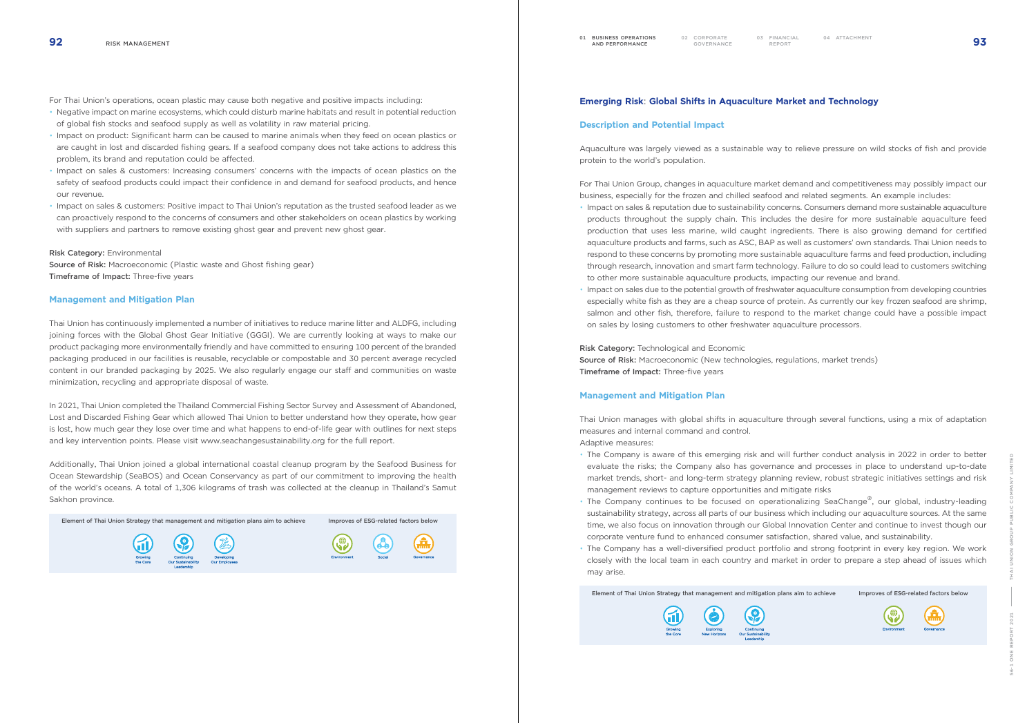For Thai Union's operations, ocean plastic may cause both negative and positive impacts including:

- Negative impact on marine ecosystems, which could disturb marine habitats and result in potential reduction of global fish stocks and seafood supply as well as volatility in raw material pricing.
- Impact on product: Significant harm can be caused to marine animals when they feed on ocean plastics or are caught in lost and discarded fishing gears. If a seafood company does not take actions to address this problem, its brand and reputation could be affected.
- Impact on sales & customers: Increasing consumers' concerns with the impacts of ocean plastics on the safety of seafood products could impact their confidence in and demand for seafood products, and hence our revenue.
- Impact on sales & customers: Positive impact to Thai Union's reputation as the trusted seafood leader as we can proactively respond to the concerns of consumers and other stakeholders on ocean plastics by working with suppliers and partners to remove existing ghost gear and prevent new ghost gear.

**Risk Category:** Environmental
**Source of Risk:** Macroeconomic (Plastic waste and Ghost fishing gear)
**Timeframe of Impact:** Three-five years

### Management and Mitigation Plan

Thai Union has continuously implemented a number of initiatives to reduce marine litter and ALDFG, including joining forces with the Global Ghost Gear Initiative (GGGI). We are currently looking at ways to make our product packaging more environmentally friendly and have committed to ensuring 100 percent of the branded packaging produced in our facilities is reusable, recyclable or compostable and 30 percent average recycled content in our branded packaging by 2025. We also regularly engage our staff and communities on waste minimization, recycling and appropriate disposal of waste.

In 2021, Thai Union completed the Thailand Commercial Fishing Sector Survey and Assessment of Abandoned, Lost and Discarded Fishing Gear which allowed Thai Union to better understand how they operate, how gear is lost, how much gear they lose over time and what happens to end-of-life gear with outlines for next steps and key intervention points. Please visit www.seachangesustainability.org for the full report.

Additionally, Thai Union joined a global international coastal cleanup program by the Seafood Business for Ocean Stewardship (SeaBOS) and Ocean Conservancy as part of our commitment to improving the health of the world's oceans. A total of 1,306 kilograms of trash was collected at the cleanup in Thailand's Samut Sakhon province.

Element of Thai Union Strategy that management and mitigation plans aim to achieve: Growing the Core, Continuing Our Sustainability Leadership, Developing Our Employees

Improves of ESG-related factors below: Environment, Social, Governance

## Emerging Risk: Global Shifts in Aquaculture Market and Technology

### Description and Potential Impact

Aquaculture was largely viewed as a sustainable way to relieve pressure on wild stocks of fish and provide protein to the world's population.

For Thai Union Group, changes in aquaculture market demand and competitiveness may possibly impact our business, especially for the frozen and chilled seafood and related segments. An example includes:

- Impact on sales & reputation due to sustainability concerns. Consumers demand more sustainable aquaculture products throughout the supply chain. This includes the desire for more sustainable aquaculture feed production that uses less marine, wild caught ingredients. There is also growing demand for certified aquaculture products and farms, such as ASC, BAP as well as customers' own standards. Thai Union needs to respond to these concerns by promoting more sustainable aquaculture farms and feed production, including through research, innovation and smart farm technology. Failure to do so could lead to customers switching to other more sustainable aquaculture products, impacting our revenue and brand.
- Impact on sales due to the potential growth of freshwater aquaculture consumption from developing countries especially white fish as they are a cheap source of protein. As currently our key frozen seafood are shrimp, salmon and other fish, therefore, failure to respond to the market change could have a possible impact on sales by losing customers to other freshwater aquaculture processors.

**Risk Category:** Technological and Economic
**Source of Risk:** Macroeconomic (New technologies, regulations, market trends)
**Timeframe of Impact:** Three-five years

### Management and Mitigation Plan

Thai Union manages with global shifts in aquaculture through several functions, using a mix of adaptation measures and internal command and control.

Adaptive measures:

- The Company is aware of this emerging risk and will further conduct analysis in 2022 in order to better evaluate the risks; the Company also has governance and processes in place to understand up-to-date market trends, short- and long-term strategy planning review, robust strategic initiatives settings and risk management reviews to capture opportunities and mitigate risks
- The Company continues to be focused on operationalizing SeaChange®, our global, industry-leading sustainability strategy, across all parts of our business which including our aquaculture sources. At the same time, we also focus on innovation through our Global Innovation Center and continue to invest though our corporate venture fund to enhanced consumer satisfaction, shared value, and sustainability.
- The Company has a well-diversified product portfolio and strong footprint in every key region. We work closely with the local team in each country and market in order to prepare a step ahead of issues which may arise.

Element of Thai Union Strategy that management and mitigation plans aim to achieve: Growing the Core, Exploring New Horizons, Continuing Our Sustainability Leadership

Improves of ESG-related factors below: Environment, Governance